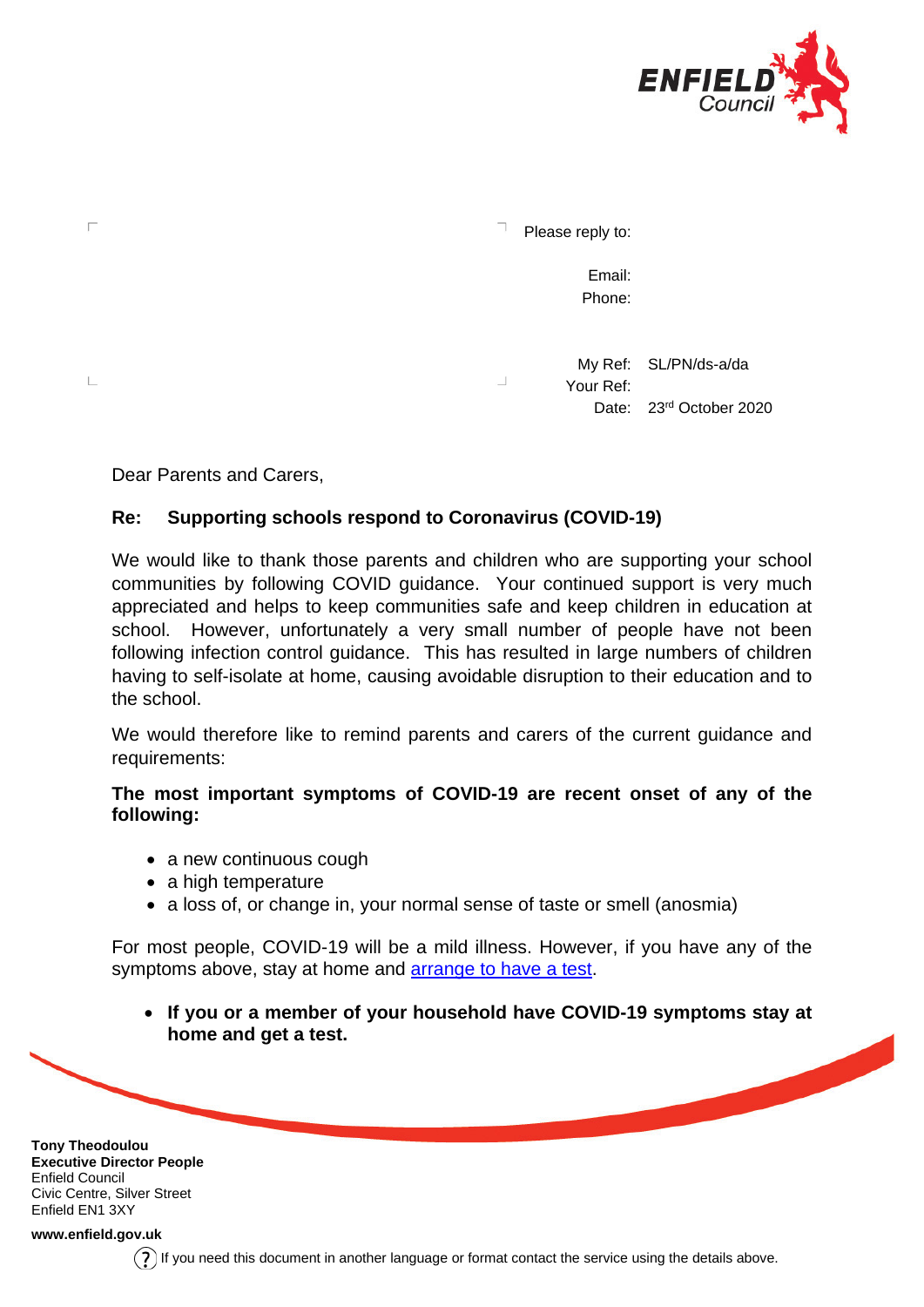ENFIELD Council

Please reply to:

Email:
Phone:

My Ref: SL/PN/ds-a/da
Your Ref:
Date: 23rd October 2020

Dear Parents and Carers,

**Re: Supporting schools respond to Coronavirus (COVID-19)**

We would like to thank those parents and children who are supporting your school communities by following COVID guidance. Your continued support is very much appreciated and helps to keep communities safe and keep children in education at school. However, unfortunately a very small number of people have not been following infection control guidance. This has resulted in large numbers of children having to self-isolate at home, causing avoidable disruption to their education and to the school.

We would therefore like to remind parents and carers of the current guidance and requirements:

**The most important symptoms of COVID-19 are recent onset of any of the following:**

- a new continuous cough
- a high temperature
- a loss of, or change in, your normal sense of taste or smell (anosmia)

For most people, COVID-19 will be a mild illness. However, if you have any of the symptoms above, stay at home and [arrange to have a test](arrange to have a test).

- **If you or a member of your household have COVID-19 symptoms stay at home and get a test.**

**Tony Theodoulou**
**Executive Director People**
Enfield Council
Civic Centre, Silver Street
Enfield EN1 3XY

**www.enfield.gov.uk**

If you need this document in another language or format contact the service using the details above.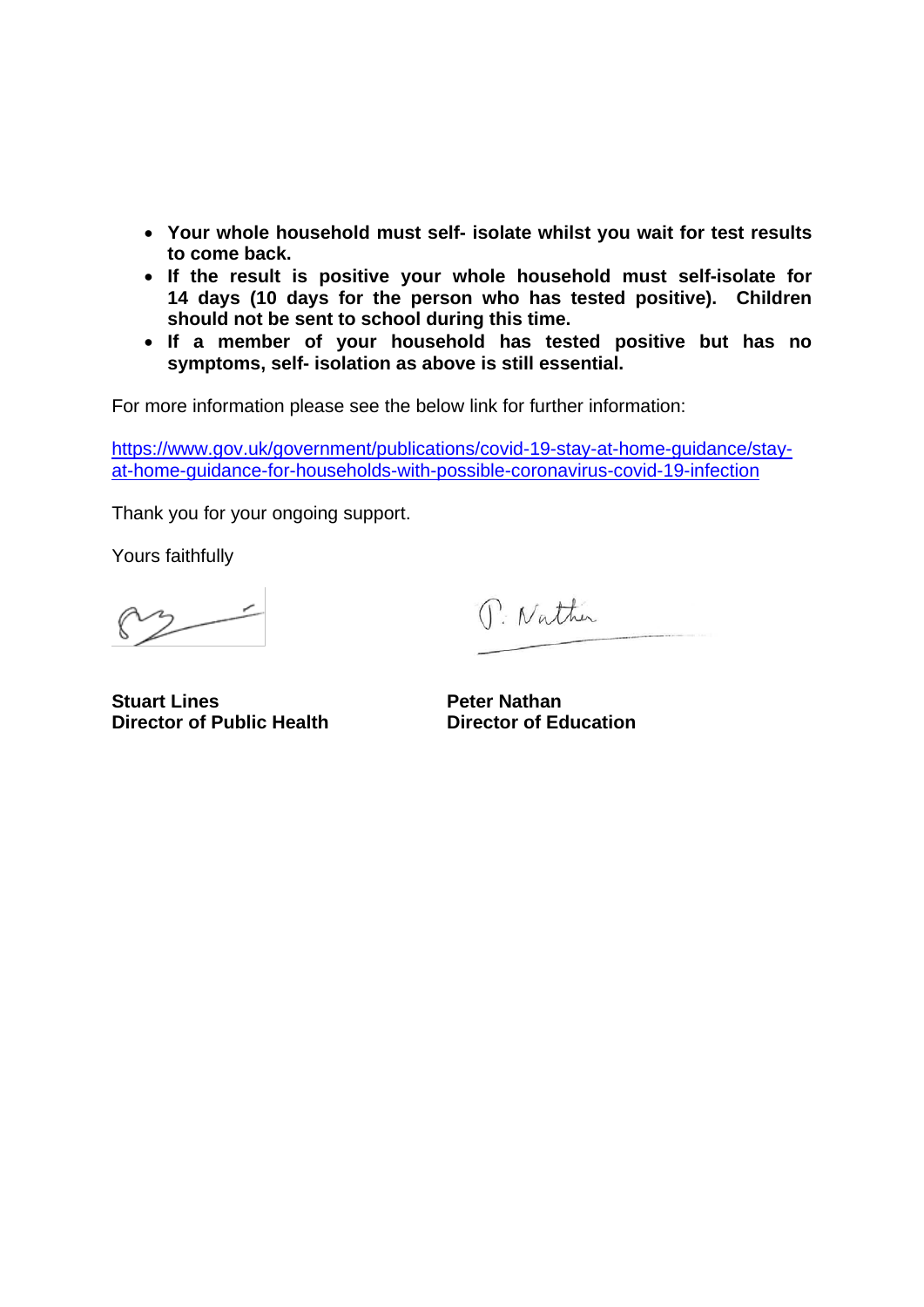- **Your whole household must self- isolate whilst you wait for test results to come back.**
- **If the result is positive your whole household must self-isolate for 14 days (10 days for the person who has tested positive). Children should not be sent to school during this time.**
- **If a member of your household has tested positive but has no symptoms, self- isolation as above is still essential.**

For more information please see the below link for further information:

https://www.gov.uk/government/publications/covid-19-stay-at-home-guidance/stay-at-home-guidance-for-households-with-possible-coronavirus-covid-19-infection

Thank you for your ongoing support.

Yours faithfully

**Stuart Lines**
**Director of Public Health**

**Peter Nathan**
**Director of Education**